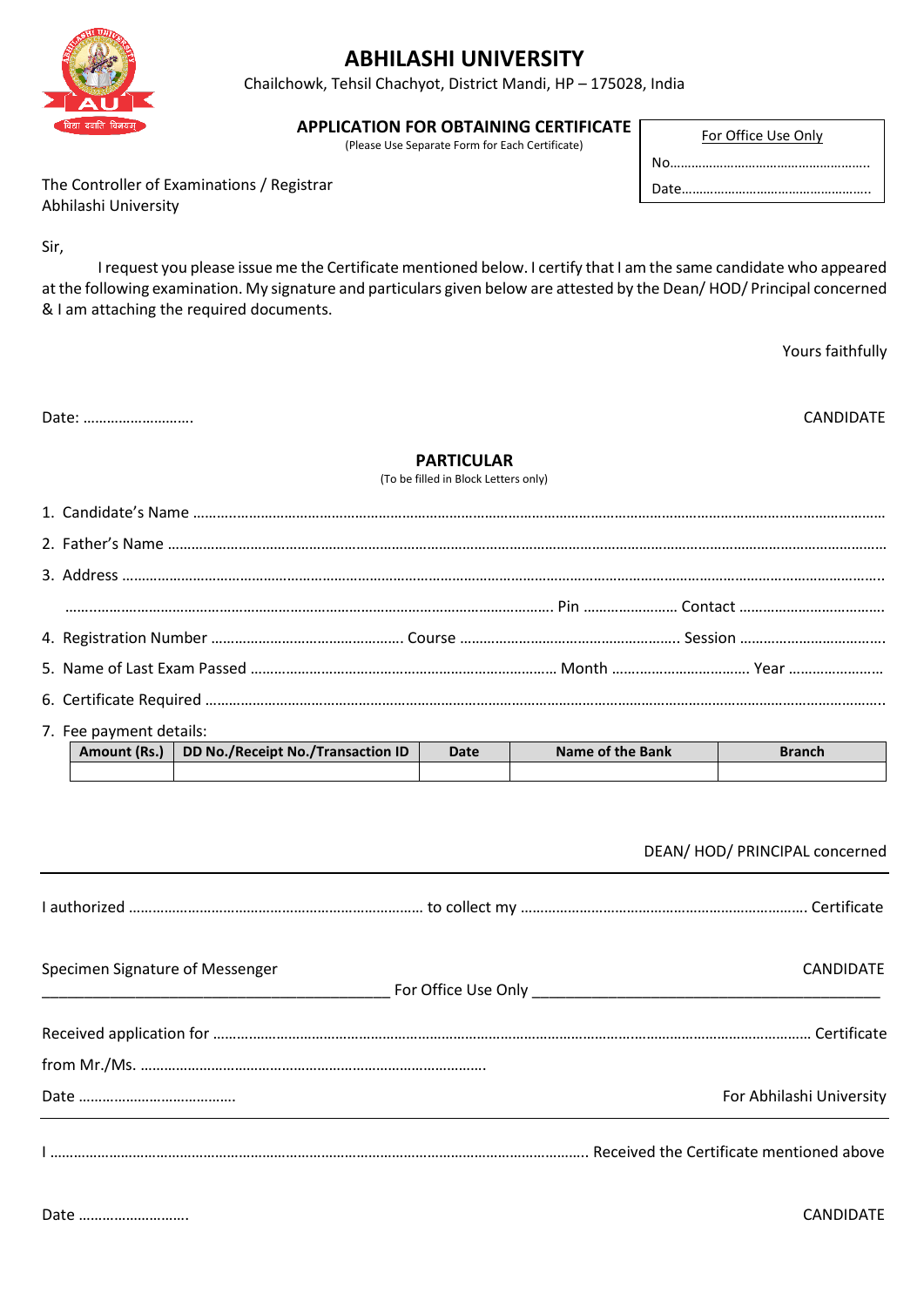# ABHILASHI UNIVERSITY

Chailchowk, Tehsil Chachyot, District Mandi, HP – 175028, India

## APPLICATION FOR OBTAINING CERTIFICATE

(Please Use Separate Form for Each Certificate)

For Office Use Only

No………………………………………………

Date……………………………………………

The Controller of Examinations / Registrar
Abhilashi University

Sir,

I request you please issue me the Certificate mentioned below. I certify that I am the same candidate who appeared at the following examination. My signature and particulars given below are attested by the Dean/ HOD/ Principal concerned & I am attaching the required documents.

Yours faithfully

Date: ……………………….

CANDIDATE

### PARTICULAR

(To be filled in Block Letters only)

1. Candidate's Name …………………………………………………………………………………………………………
2. Father's Name ……………………………………………………………………………………………………………
3. Address …………………………………………………………………………………………………………………

   ………………………………………………………………………………… Pin …………………… Contact ……………………………
4. Registration Number ………………………………………… Course ………………………………………………. Session ………………………………
5. Name of Last Exam Passed …………………………………………………………………… Month ……………………………… Year ……………………
6. Certificate Required ……………………………………………………………………………………………………
7. Fee payment details:

| Amount (Rs.) | DD No./Receipt No./Transaction ID | Date | Name of the Bank | Branch |
|---|---|---|---|---|
| | | | | |

DEAN/ HOD/ PRINCIPAL concerned

---

I authorized ………………………………………………………………… to collect my ……………………………………………………………… Certificate

Specimen Signature of Messenger

CANDIDATE

________________________________________ For Office Use Only ________________________________________

Received application for ……………………………………………………………………………………………………… Certificate

from Mr./Ms. ………………………………………………………………………

Date …………………………………

For Abhilashi University

---

I ……………………………………………………………………………………………………………… Received the Certificate mentioned above

Date ……………………….

CANDIDATE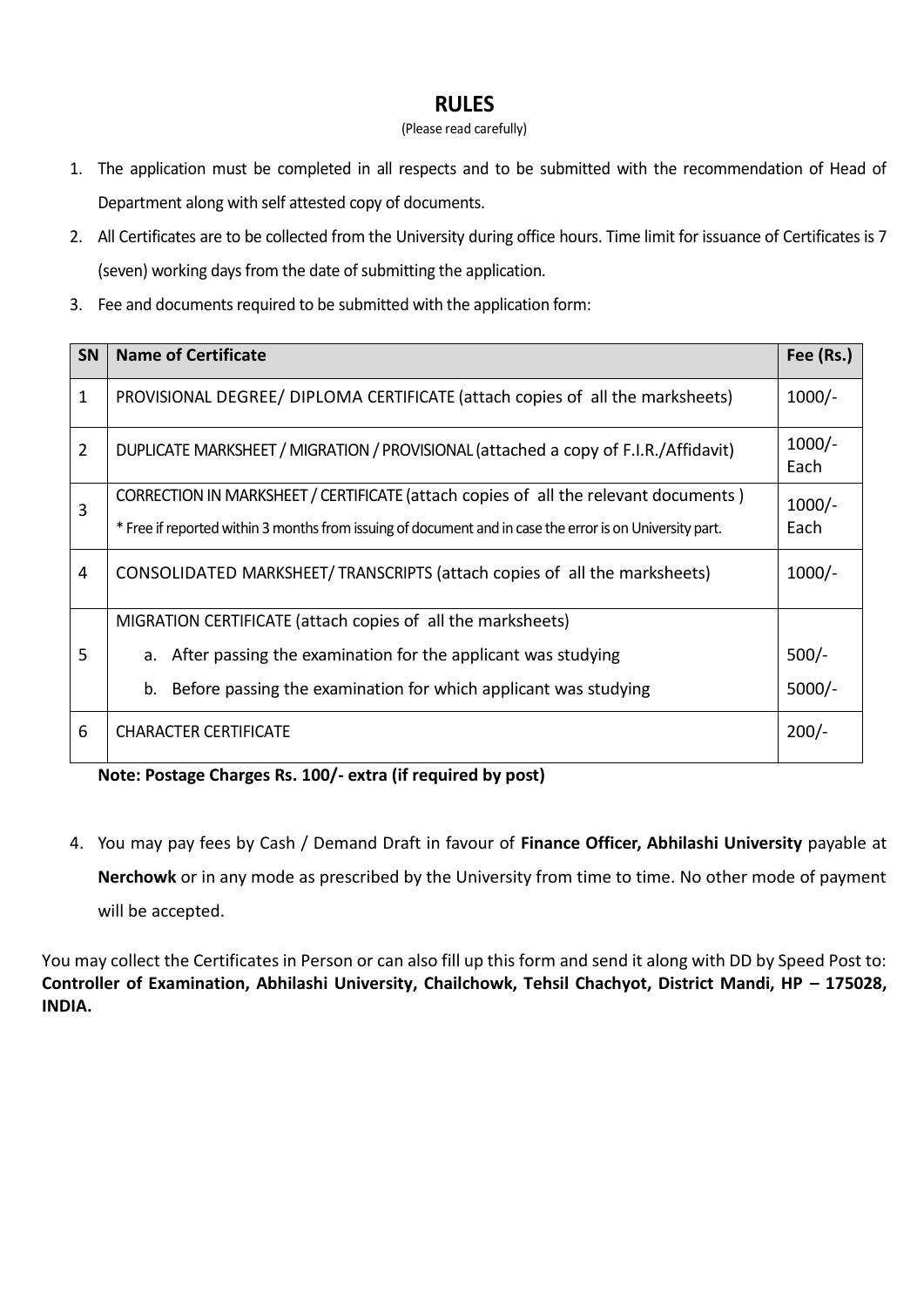# RULES

(Please read carefully)

1. The application must be completed in all respects and to be submitted with the recommendation of Head of Department along with self attested copy of documents.
2. All Certificates are to be collected from the University during office hours. Time limit for issuance of Certificates is 7 (seven) working days from the date of submitting the application.
3. Fee and documents required to be submitted with the application form:

| SN | Name of Certificate | Fee (Rs.) |
|---|---|---|
| 1 | PROVISIONAL DEGREE/ DIPLOMA CERTIFICATE (attach copies of all the marksheets) | 1000/- |
| 2 | DUPLICATE MARKSHEET / MIGRATION / PROVISIONAL (attached a copy of F.I.R./Affidavit) | 1000/- Each |
| 3 | CORRECTION IN MARKSHEET / CERTIFICATE (attach copies of all the relevant documents )<br>* Free if reported within 3 months from issuing of document and in case the error is on University part. | 1000/- Each |
| 4 | CONSOLIDATED MARKSHEET/ TRANSCRIPTS (attach copies of all the marksheets) | 1000/- |
| 5 | MIGRATION CERTIFICATE (attach copies of all the marksheets)<br>a. After passing the examination for the applicant was studying<br>b. Before passing the examination for which applicant was studying | <br>500/-<br>5000/- |
| 6 | CHARACTER CERTIFICATE | 200/- |

**Note: Postage Charges Rs. 100/- extra (if required by post)**

4. You may pay fees by Cash / Demand Draft in favour of **Finance Officer, Abhilashi University** payable at **Nerchowk** or in any mode as prescribed by the University from time to time. No other mode of payment will be accepted.

You may collect the Certificates in Person or can also fill up this form and send it along with DD by Speed Post to: **Controller of Examination, Abhilashi University, Chailchowk, Tehsil Chachyot, District Mandi, HP – 175028, INDIA.**